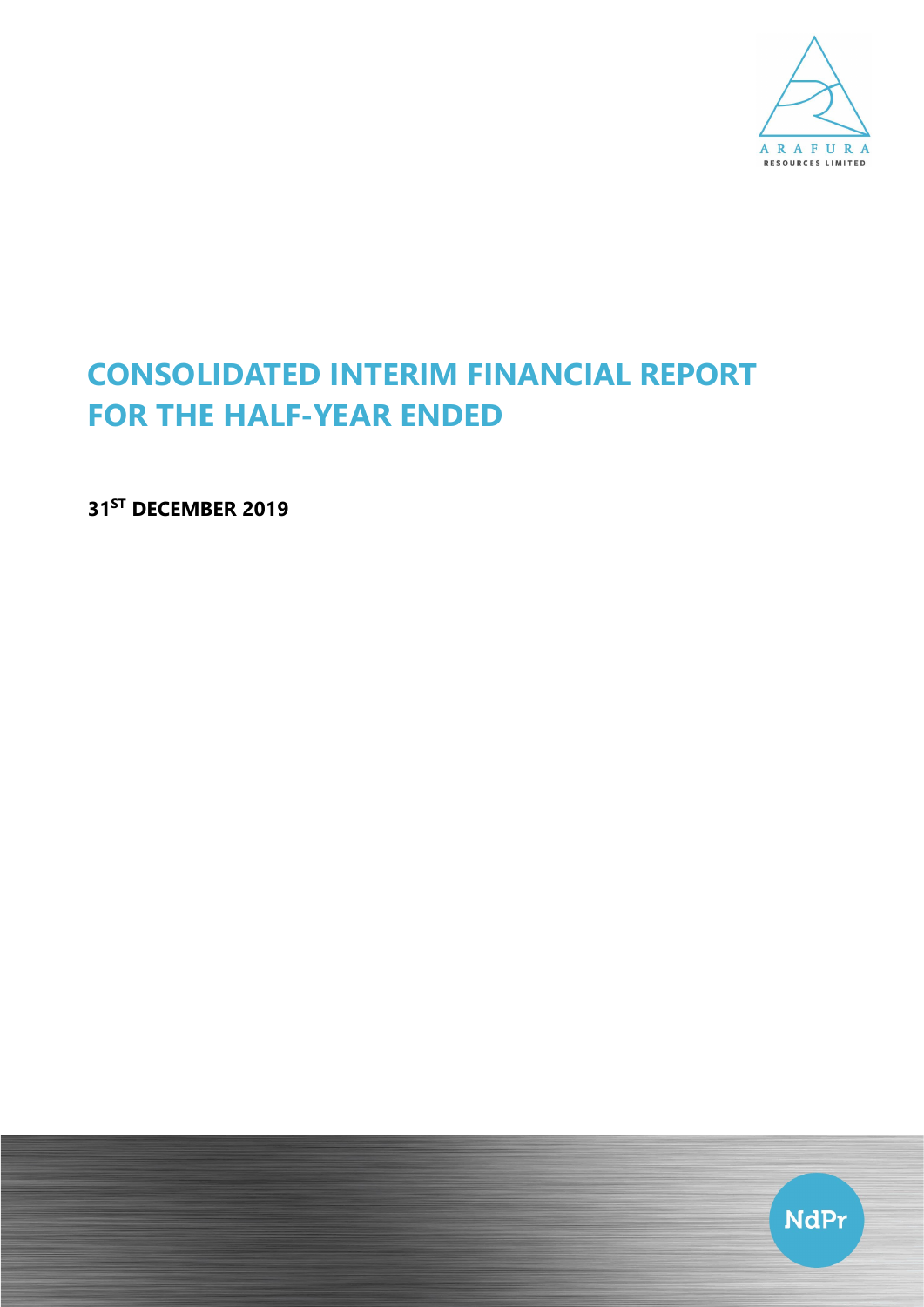ARAFURA

RESOURCES LIMITED

# CONSOLIDATED INTERIM FINANCIAL REPORT FOR THE HALF-YEAR ENDED

**31ST DECEMBER 2019**

NdPr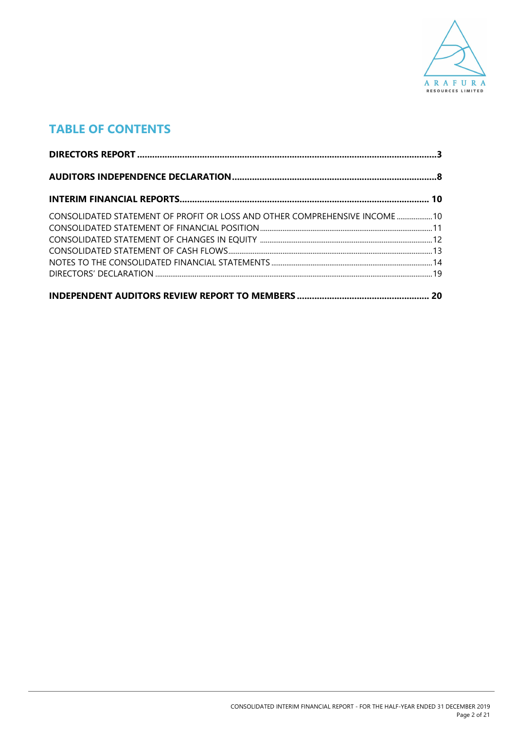## TABLE OF CONTENTS

**DIRECTORS REPORT** .......... **3**

**AUDITORS INDEPENDENCE DECLARATION** .......... **8**

**INTERIM FINANCIAL REPORTS** .......... **10**

CONSOLIDATED STATEMENT OF PROFIT OR LOSS AND OTHER COMPREHENSIVE INCOME .......... 10
CONSOLIDATED STATEMENT OF FINANCIAL POSITION .......... 11
CONSOLIDATED STATEMENT OF CHANGES IN EQUITY .......... 12
CONSOLIDATED STATEMENT OF CASH FLOWS .......... 13
NOTES TO THE CONSOLIDATED FINANCIAL STATEMENTS .......... 14
DIRECTORS' DECLARATION .......... 19

**INDEPENDENT AUDITORS REVIEW REPORT TO MEMBERS** .......... **20**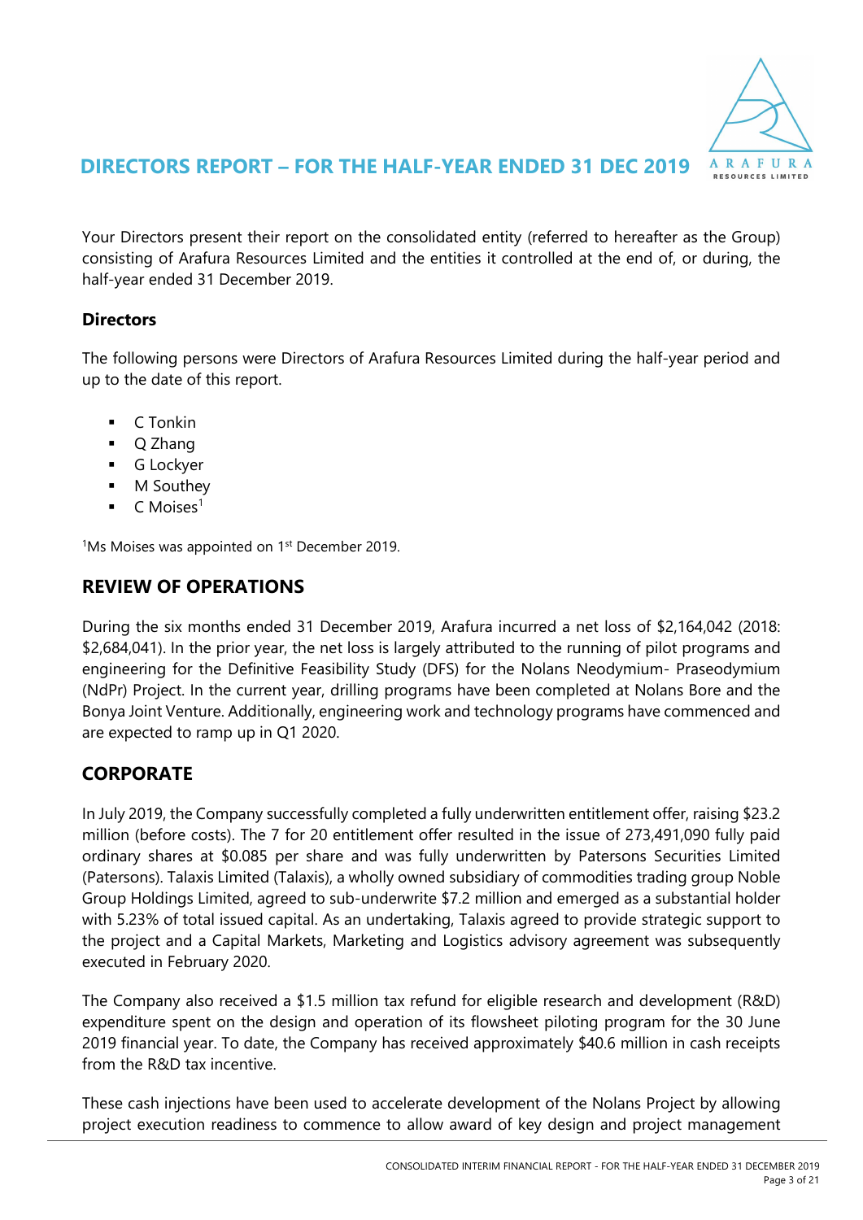# DIRECTORS REPORT – FOR THE HALF-YEAR ENDED 31 DEC 2019

Your Directors present their report on the consolidated entity (referred to hereafter as the Group) consisting of Arafura Resources Limited and the entities it controlled at the end of, or during, the half-year ended 31 December 2019.

### Directors

The following persons were Directors of Arafura Resources Limited during the half-year period and up to the date of this report.

- C Tonkin
- Q Zhang
- G Lockyer
- M Southey
- C Moises[1]

[1]Ms Moises was appointed on 1st December 2019.

## REVIEW OF OPERATIONS

During the six months ended 31 December 2019, Arafura incurred a net loss of $2,164,042 (2018: $2,684,041). In the prior year, the net loss is largely attributed to the running of pilot programs and engineering for the Definitive Feasibility Study (DFS) for the Nolans Neodymium- Praseodymium (NdPr) Project. In the current year, drilling programs have been completed at Nolans Bore and the Bonya Joint Venture. Additionally, engineering work and technology programs have commenced and are expected to ramp up in Q1 2020.

## CORPORATE

In July 2019, the Company successfully completed a fully underwritten entitlement offer, raising $23.2 million (before costs). The 7 for 20 entitlement offer resulted in the issue of 273,491,090 fully paid ordinary shares at $0.085 per share and was fully underwritten by Patersons Securities Limited (Patersons). Talaxis Limited (Talaxis), a wholly owned subsidiary of commodities trading group Noble Group Holdings Limited, agreed to sub-underwrite $7.2 million and emerged as a substantial holder with 5.23% of total issued capital. As an undertaking, Talaxis agreed to provide strategic support to the project and a Capital Markets, Marketing and Logistics advisory agreement was subsequently executed in February 2020.

The Company also received a $1.5 million tax refund for eligible research and development (R&D) expenditure spent on the design and operation of its flowsheet piloting program for the 30 June 2019 financial year. To date, the Company has received approximately $40.6 million in cash receipts from the R&D tax incentive.

These cash injections have been used to accelerate development of the Nolans Project by allowing project execution readiness to commence to allow award of key design and project management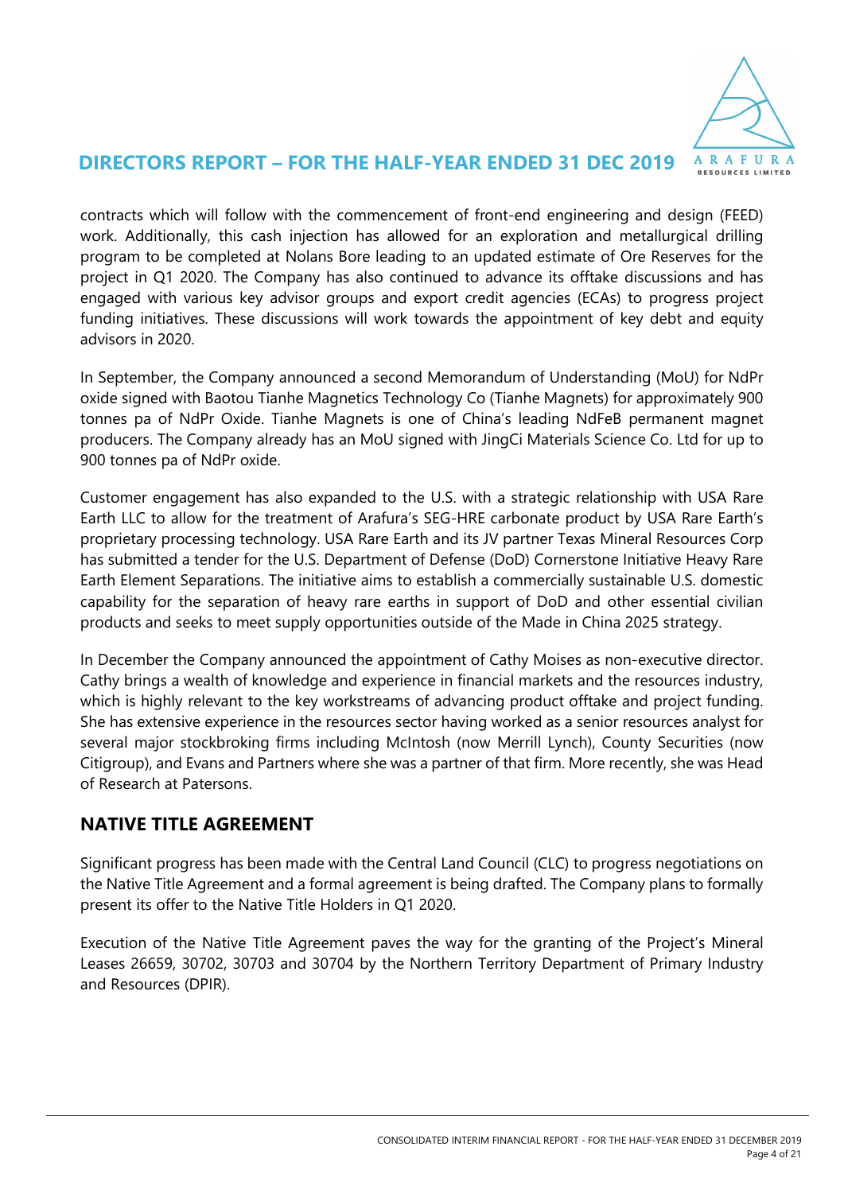contracts which will follow with the commencement of front-end engineering and design (FEED) work. Additionally, this cash injection has allowed for an exploration and metallurgical drilling program to be completed at Nolans Bore leading to an updated estimate of Ore Reserves for the project in Q1 2020. The Company has also continued to advance its offtake discussions and has engaged with various key advisor groups and export credit agencies (ECAs) to progress project funding initiatives. These discussions will work towards the appointment of key debt and equity advisors in 2020.

In September, the Company announced a second Memorandum of Understanding (MoU) for NdPr oxide signed with Baotou Tianhe Magnetics Technology Co (Tianhe Magnets) for approximately 900 tonnes pa of NdPr Oxide. Tianhe Magnets is one of China's leading NdFeB permanent magnet producers. The Company already has an MoU signed with JingCi Materials Science Co. Ltd for up to 900 tonnes pa of NdPr oxide.

Customer engagement has also expanded to the U.S. with a strategic relationship with USA Rare Earth LLC to allow for the treatment of Arafura's SEG-HRE carbonate product by USA Rare Earth's proprietary processing technology. USA Rare Earth and its JV partner Texas Mineral Resources Corp has submitted a tender for the U.S. Department of Defense (DoD) Cornerstone Initiative Heavy Rare Earth Element Separations. The initiative aims to establish a commercially sustainable U.S. domestic capability for the separation of heavy rare earths in support of DoD and other essential civilian products and seeks to meet supply opportunities outside of the Made in China 2025 strategy.

In December the Company announced the appointment of Cathy Moises as non-executive director. Cathy brings a wealth of knowledge and experience in financial markets and the resources industry, which is highly relevant to the key workstreams of advancing product offtake and project funding. She has extensive experience in the resources sector having worked as a senior resources analyst for several major stockbroking firms including McIntosh (now Merrill Lynch), County Securities (now Citigroup), and Evans and Partners where she was a partner of that firm. More recently, she was Head of Research at Patersons.

## NATIVE TITLE AGREEMENT

Significant progress has been made with the Central Land Council (CLC) to progress negotiations on the Native Title Agreement and a formal agreement is being drafted. The Company plans to formally present its offer to the Native Title Holders in Q1 2020.

Execution of the Native Title Agreement paves the way for the granting of the Project's Mineral Leases 26659, 30702, 30703 and 30704 by the Northern Territory Department of Primary Industry and Resources (DPIR).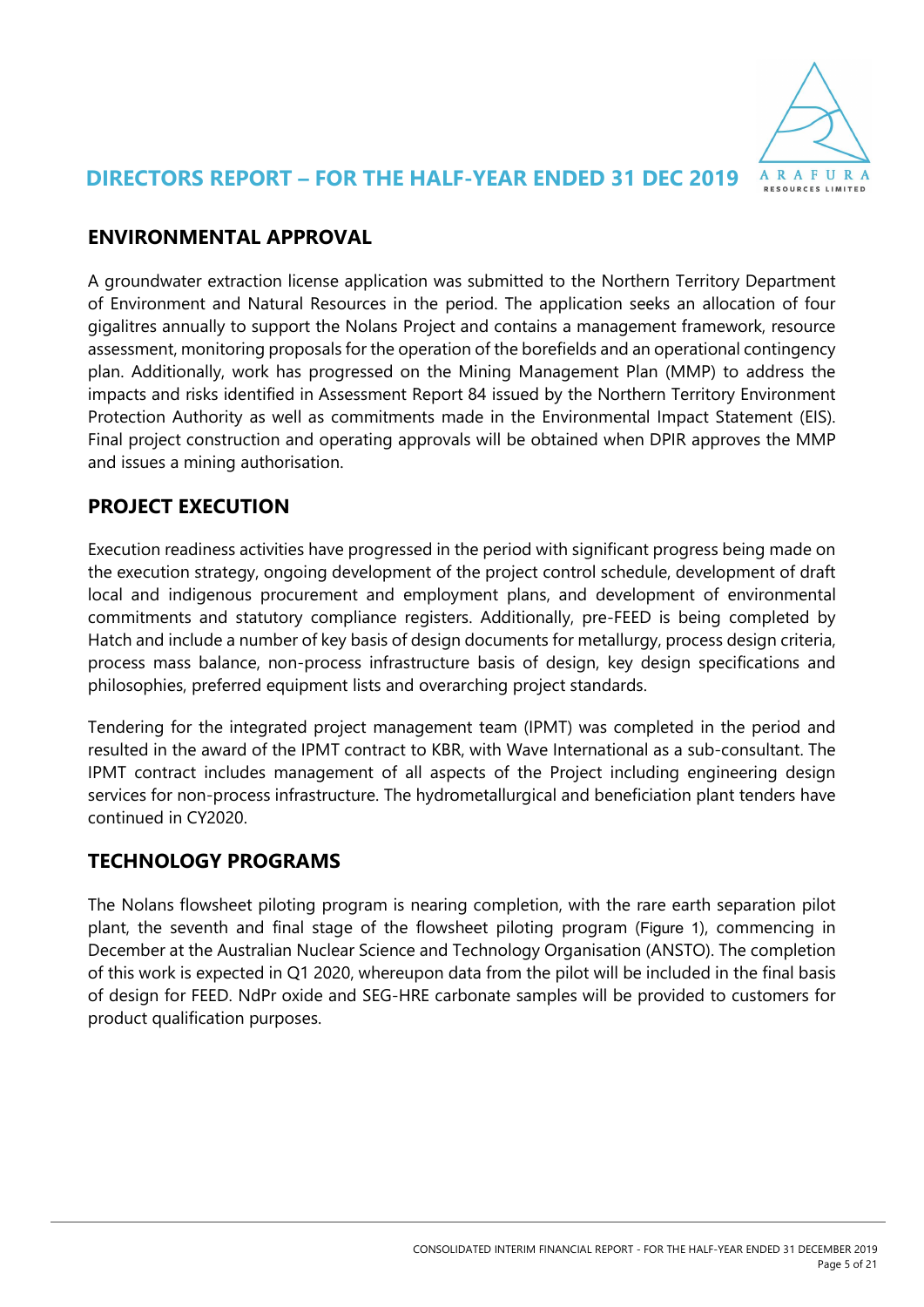## ENVIRONMENTAL APPROVAL

A groundwater extraction license application was submitted to the Northern Territory Department of Environment and Natural Resources in the period. The application seeks an allocation of four gigalitres annually to support the Nolans Project and contains a management framework, resource assessment, monitoring proposals for the operation of the borefields and an operational contingency plan. Additionally, work has progressed on the Mining Management Plan (MMP) to address the impacts and risks identified in Assessment Report 84 issued by the Northern Territory Environment Protection Authority as well as commitments made in the Environmental Impact Statement (EIS). Final project construction and operating approvals will be obtained when DPIR approves the MMP and issues a mining authorisation.

## PROJECT EXECUTION

Execution readiness activities have progressed in the period with significant progress being made on the execution strategy, ongoing development of the project control schedule, development of draft local and indigenous procurement and employment plans, and development of environmental commitments and statutory compliance registers. Additionally, pre-FEED is being completed by Hatch and include a number of key basis of design documents for metallurgy, process design criteria, process mass balance, non-process infrastructure basis of design, key design specifications and philosophies, preferred equipment lists and overarching project standards.

Tendering for the integrated project management team (IPMT) was completed in the period and resulted in the award of the IPMT contract to KBR, with Wave International as a sub-consultant. The IPMT contract includes management of all aspects of the Project including engineering design services for non-process infrastructure. The hydrometallurgical and beneficiation plant tenders have continued in CY2020.

## TECHNOLOGY PROGRAMS

The Nolans flowsheet piloting program is nearing completion, with the rare earth separation pilot plant, the seventh and final stage of the flowsheet piloting program (Figure 1), commencing in December at the Australian Nuclear Science and Technology Organisation (ANSTO). The completion of this work is expected in Q1 2020, whereupon data from the pilot will be included in the final basis of design for FEED. NdPr oxide and SEG-HRE carbonate samples will be provided to customers for product qualification purposes.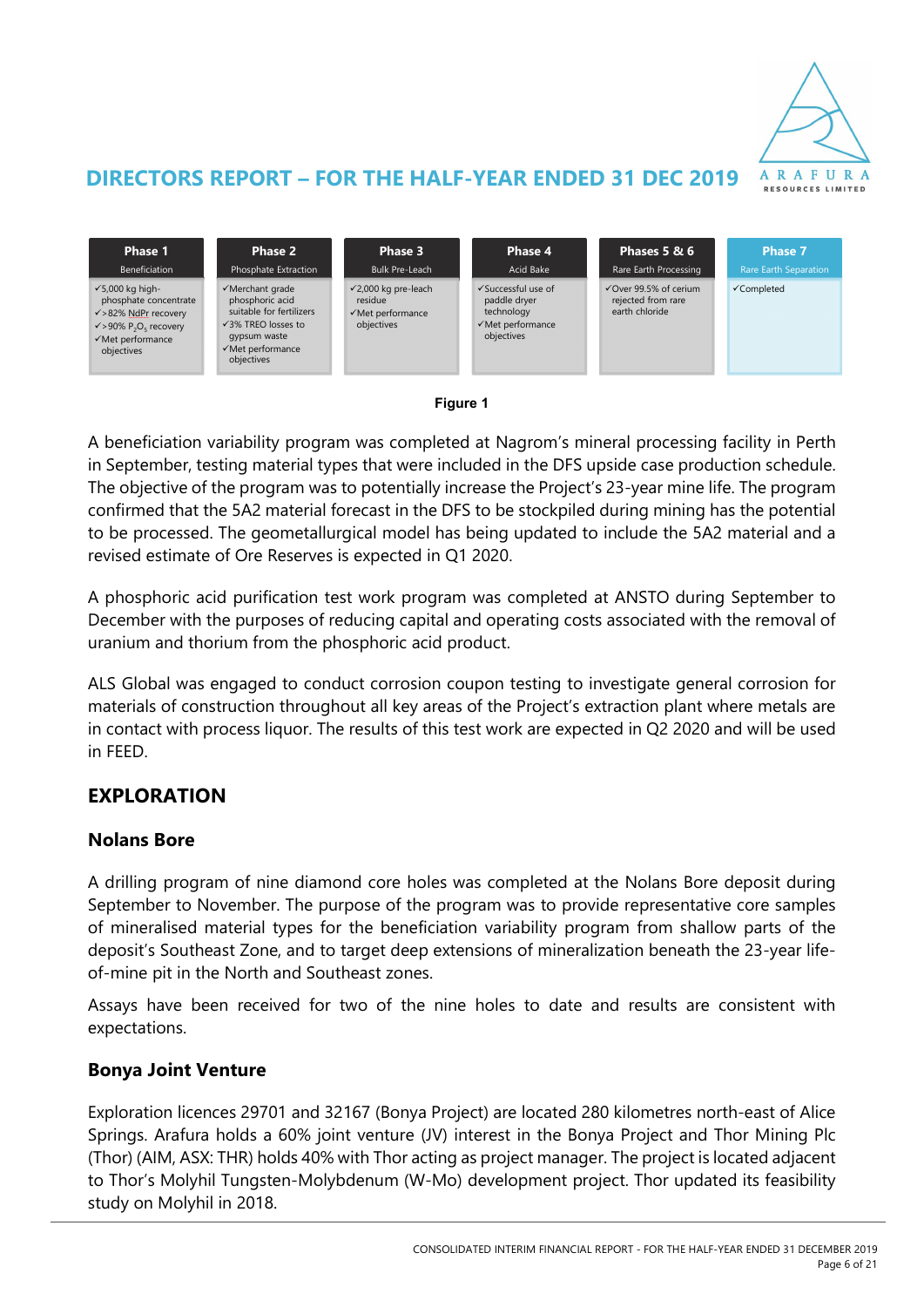# DIRECTORS REPORT – FOR THE HALF-YEAR ENDED 31 DEC 2019

| Phase 1 | Phase 2 | Phase 3 | Phase 4 | Phases 5 & 6 | Phase 7 |
|---|---|---|---|---|---|
| Beneficiation | Phosphate Extraction | Bulk Pre-Leach | Acid Bake | Rare Earth Processing | Rare Earth Separation |
| ✓5,000 kg high-phosphate concentrate ✓>82% NdPr recovery ✓>90% $P_2O_5$ recovery ✓Met performance objectives | ✓Merchant grade phosphoric acid suitable for fertilizers ✓3% TREO losses to gypsum waste ✓Met performance objectives | ✓2,000 kg pre-leach residue ✓Met performance objectives | ✓Successful use of paddle dryer technology ✓Met performance objectives | ✓Over 99.5% of cerium rejected from rare earth chloride | ✓Completed |

**Figure 1**

A beneficiation variability program was completed at Nagrom's mineral processing facility in Perth in September, testing material types that were included in the DFS upside case production schedule. The objective of the program was to potentially increase the Project's 23-year mine life. The program confirmed that the 5A2 material forecast in the DFS to be stockpiled during mining has the potential to be processed. The geometallurgical model has being updated to include the 5A2 material and a revised estimate of Ore Reserves is expected in Q1 2020.

A phosphoric acid purification test work program was completed at ANSTO during September to December with the purposes of reducing capital and operating costs associated with the removal of uranium and thorium from the phosphoric acid product.

ALS Global was engaged to conduct corrosion coupon testing to investigate general corrosion for materials of construction throughout all key areas of the Project's extraction plant where metals are in contact with process liquor. The results of this test work are expected in Q2 2020 and will be used in FEED.

## EXPLORATION

### Nolans Bore

A drilling program of nine diamond core holes was completed at the Nolans Bore deposit during September to November. The purpose of the program was to provide representative core samples of mineralised material types for the beneficiation variability program from shallow parts of the deposit's Southeast Zone, and to target deep extensions of mineralization beneath the 23-year life-of-mine pit in the North and Southeast zones.

Assays have been received for two of the nine holes to date and results are consistent with expectations.

### Bonya Joint Venture

Exploration licences 29701 and 32167 (Bonya Project) are located 280 kilometres north-east of Alice Springs. Arafura holds a 60% joint venture (JV) interest in the Bonya Project and Thor Mining Plc (Thor) (AIM, ASX: THR) holds 40% with Thor acting as project manager. The project is located adjacent to Thor's Molyhil Tungsten-Molybdenum (W-Mo) development project. Thor updated its feasibility study on Molyhil in 2018.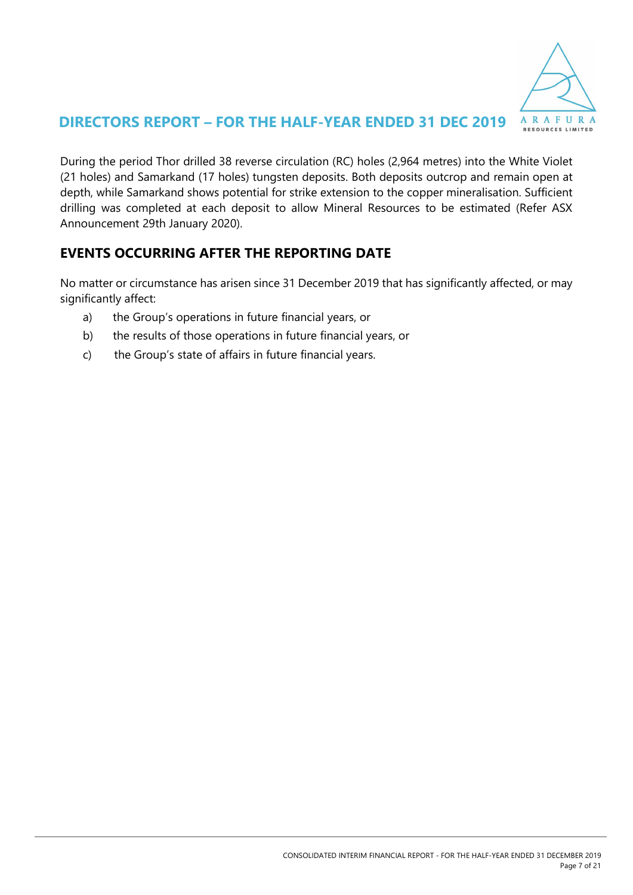During the period Thor drilled 38 reverse circulation (RC) holes (2,964 metres) into the White Violet (21 holes) and Samarkand (17 holes) tungsten deposits. Both deposits outcrop and remain open at depth, while Samarkand shows potential for strike extension to the copper mineralisation. Sufficient drilling was completed at each deposit to allow Mineral Resources to be estimated (Refer ASX Announcement 29th January 2020).

## EVENTS OCCURRING AFTER THE REPORTING DATE

No matter or circumstance has arisen since 31 December 2019 that has significantly affected, or may significantly affect:

a) the Group's operations in future financial years, or

b) the results of those operations in future financial years, or

c) the Group's state of affairs in future financial years.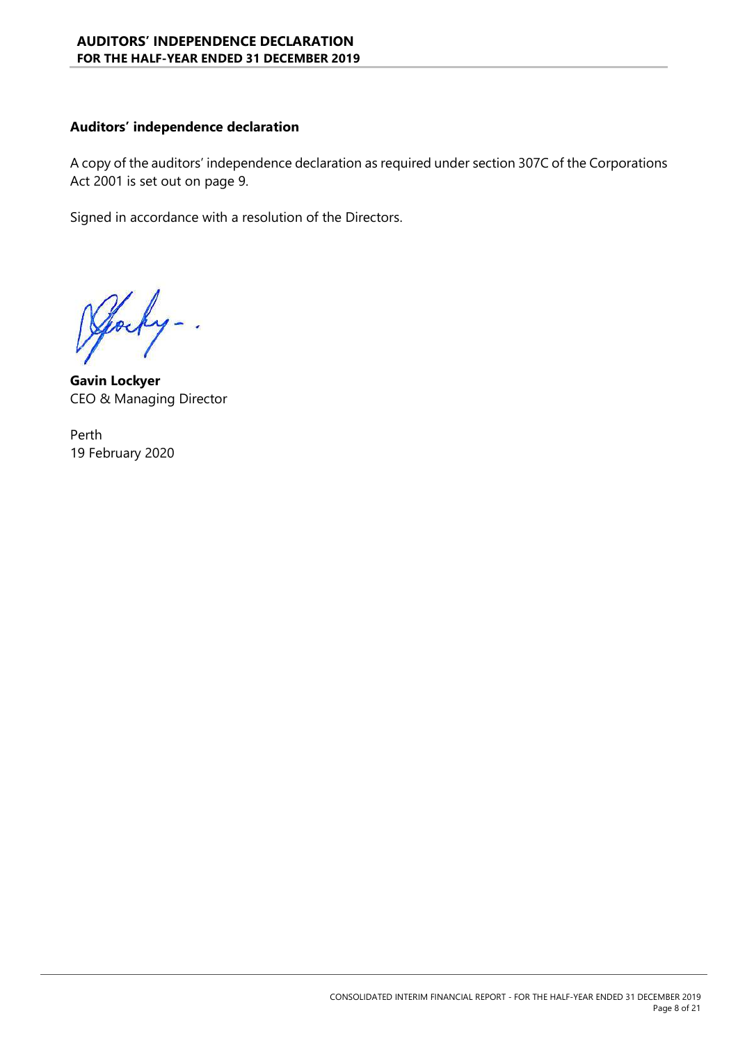## Auditors' independence declaration

A copy of the auditors' independence declaration as required under section 307C of the Corporations Act 2001 is set out on page 9.

Signed in accordance with a resolution of the Directors.

**Gavin Lockyer**
CEO & Managing Director

Perth
19 February 2020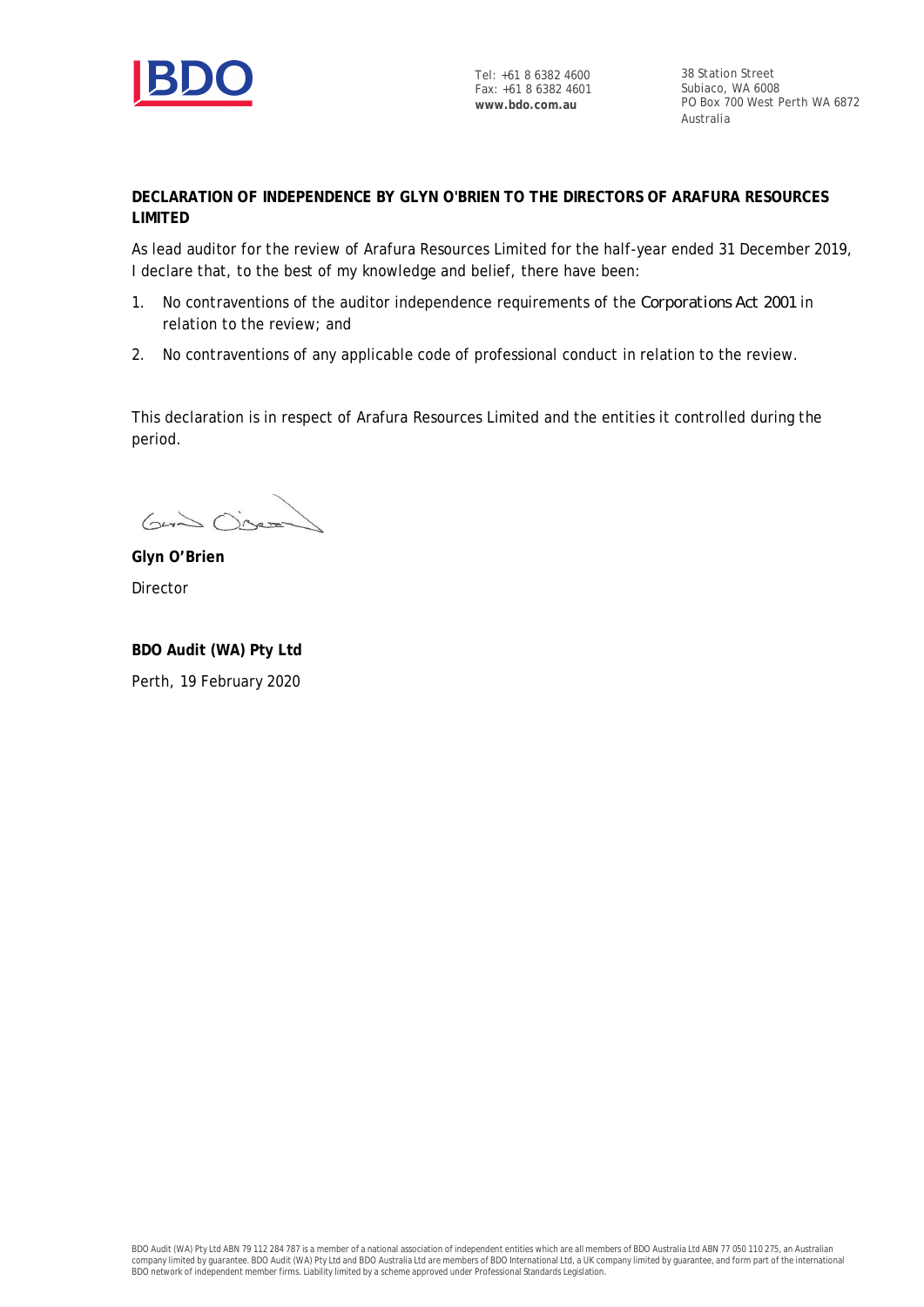Tel: +61 8 6382 4600
Fax: +61 8 6382 4601
**www.bdo.com.au**

38 Station Street
Subiaco, WA 6008
PO Box 700 West Perth WA 6872
Australia

**DECLARATION OF INDEPENDENCE BY GLYN O'BRIEN TO THE DIRECTORS OF ARAFURA RESOURCES LIMITED**

As lead auditor for the review of Arafura Resources Limited for the half-year ended 31 December 2019, I declare that, to the best of my knowledge and belief, there have been:

1. No contraventions of the auditor independence requirements of the *Corporations Act 2001* in relation to the review; and
2. No contraventions of any applicable code of professional conduct in relation to the review.

This declaration is in respect of Arafura Resources Limited and the entities it controlled during the period.

**Glyn O'Brien**
Director

**BDO Audit (WA) Pty Ltd**
Perth, 19 February 2020

BDO Audit (WA) Pty Ltd ABN 79 112 284 787 is a member of a national association of independent entities which are all members of BDO Australia Ltd ABN 77 050 110 275, an Australian company limited by guarantee. BDO Audit (WA) Pty Ltd and BDO Australia Ltd are members of BDO International Ltd, a UK company limited by guarantee, and form part of the international BDO network of independent member firms. Liability limited by a scheme approved under Professional Standards Legislation.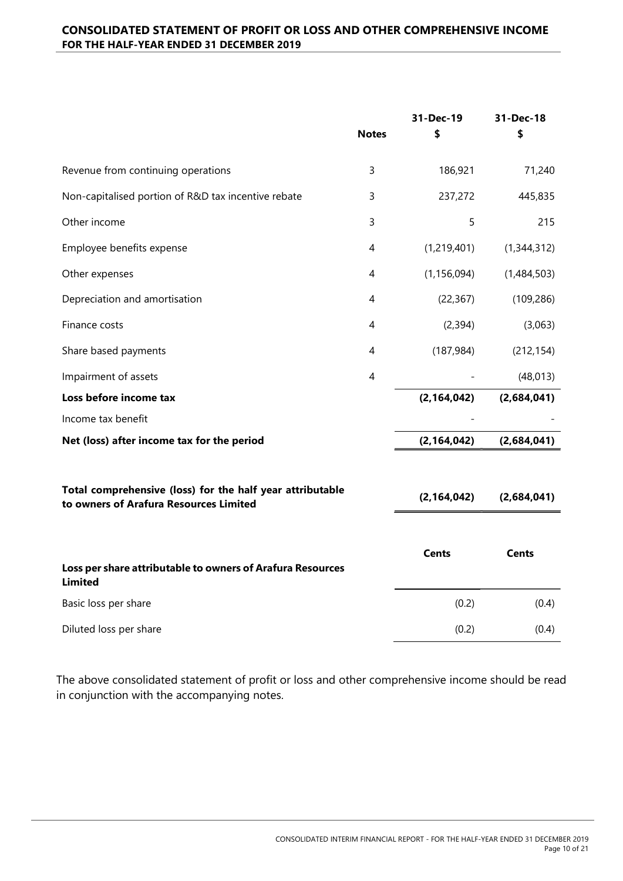## CONSOLIDATED STATEMENT OF PROFIT OR LOSS AND OTHER COMPREHENSIVE INCOME
### FOR THE HALF-YEAR ENDED 31 DECEMBER 2019

| | Notes | 31-Dec-19<br>$ | 31-Dec-18<br>$ |
|---|---|---|---|
| Revenue from continuing operations | 3 | 186,921 | 71,240 |
| Non-capitalised portion of R&D tax incentive rebate | 3 | 237,272 | 445,835 |
| Other income | 3 | 5 | 215 |
| Employee benefits expense | 4 | (1,219,401) | (1,344,312) |
| Other expenses | 4 | (1,156,094) | (1,484,503) |
| Depreciation and amortisation | 4 | (22,367) | (109,286) |
| Finance costs | 4 | (2,394) | (3,063) |
| Share based payments | 4 | (187,984) | (212,154) |
| Impairment of assets | 4 | - | (48,013) |
| **Loss before income tax** | | **(2,164,042)** | **(2,684,041)** |
| Income tax benefit | | - | - |
| **Net (loss) after income tax for the period** | | **(2,164,042)** | **(2,684,041)** |
| | | | |
| **Total comprehensive (loss) for the half year attributable to owners of Arafura Resources Limited** | | **(2,164,042)** | **(2,684,041)** |
| | | | |
| **Loss per share attributable to owners of Arafura Resources Limited** | | **Cents** | **Cents** |
| Basic loss per share | | (0.2) | (0.4) |
| Diluted loss per share | | (0.2) | (0.4) |

The above consolidated statement of profit or loss and other comprehensive income should be read in conjunction with the accompanying notes.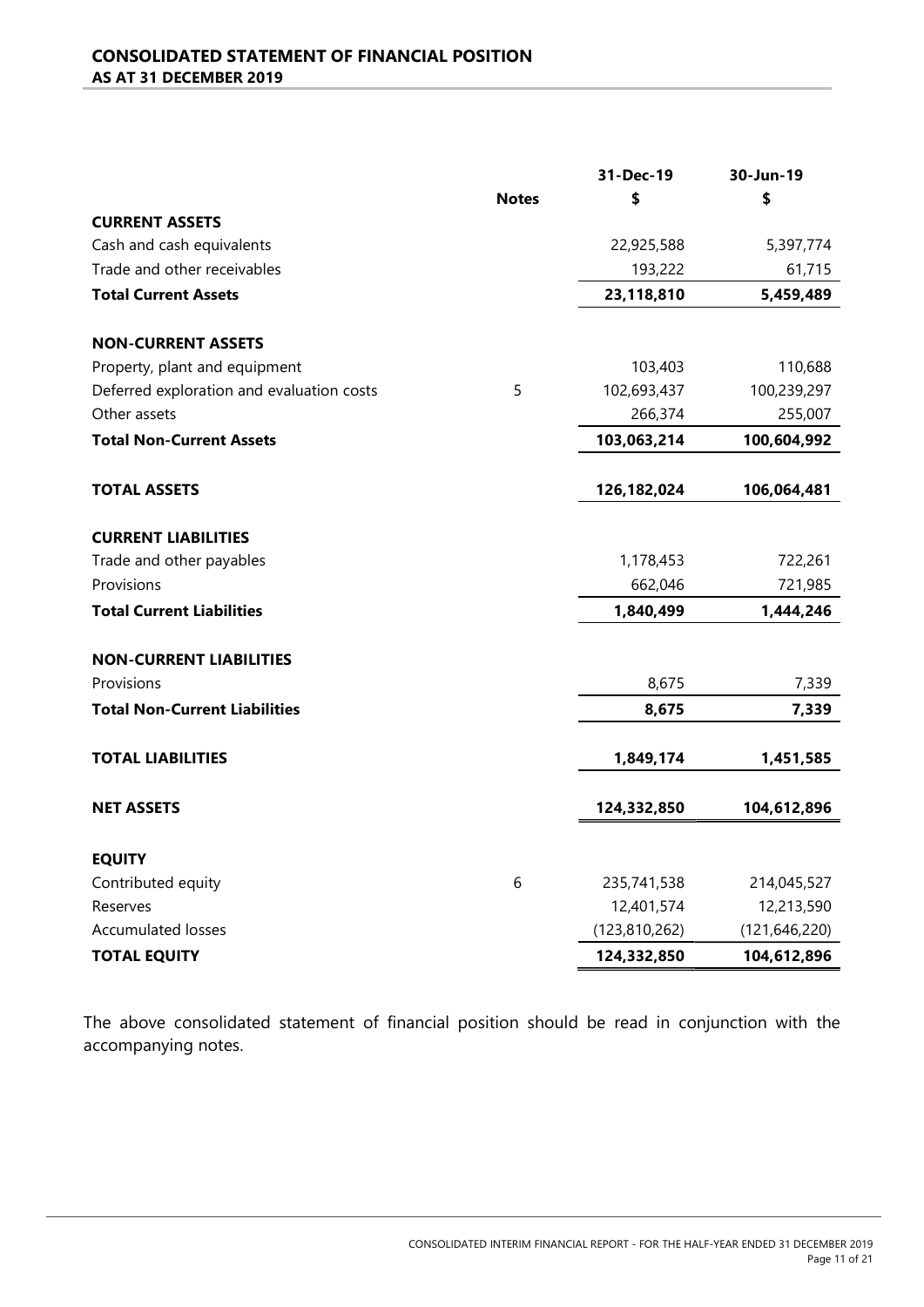## CONSOLIDATED STATEMENT OF FINANCIAL POSITION
### AS AT 31 DECEMBER 2019

| | Notes | 31-Dec-19 | 30-Jun-19 |
|---|---|---|---|
| | | \$ | \$ |
| **CURRENT ASSETS** | | | |
| Cash and cash equivalents | | 22,925,588 | 5,397,774 |
| Trade and other receivables | | 193,222 | 61,715 |
| **Total Current Assets** | | **23,118,810** | **5,459,489** |
| | | | |
| **NON-CURRENT ASSETS** | | | |
| Property, plant and equipment | | 103,403 | 110,688 |
| Deferred exploration and evaluation costs | 5 | 102,693,437 | 100,239,297 |
| Other assets | | 266,374 | 255,007 |
| **Total Non-Current Assets** | | **103,063,214** | **100,604,992** |
| | | | |
| **TOTAL ASSETS** | | **126,182,024** | **106,064,481** |
| | | | |
| **CURRENT LIABILITIES** | | | |
| Trade and other payables | | 1,178,453 | 722,261 |
| Provisions | | 662,046 | 721,985 |
| **Total Current Liabilities** | | **1,840,499** | **1,444,246** |
| | | | |
| **NON-CURRENT LIABILITIES** | | | |
| Provisions | | 8,675 | 7,339 |
| **Total Non-Current Liabilities** | | **8,675** | **7,339** |
| | | | |
| **TOTAL LIABILITIES** | | **1,849,174** | **1,451,585** |
| | | | |
| **NET ASSETS** | | **124,332,850** | **104,612,896** |
| | | | |
| **EQUITY** | | | |
| Contributed equity | 6 | 235,741,538 | 214,045,527 |
| Reserves | | 12,401,574 | 12,213,590 |
| Accumulated losses | | (123,810,262) | (121,646,220) |
| **TOTAL EQUITY** | | **124,332,850** | **104,612,896** |

The above consolidated statement of financial position should be read in conjunction with the accompanying notes.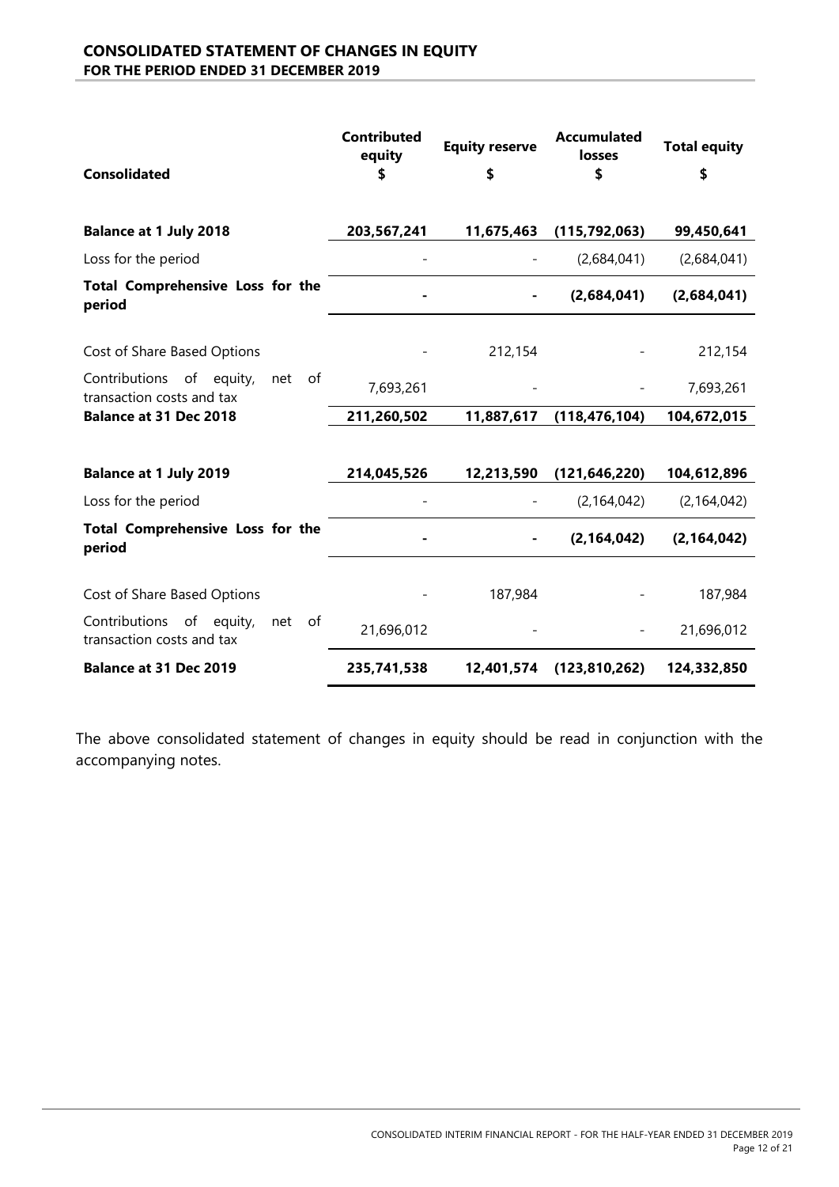## CONSOLIDATED STATEMENT OF CHANGES IN EQUITY
### FOR THE PERIOD ENDED 31 DECEMBER 2019

| Consolidated | Contributed equity $ | Equity reserve $ | Accumulated losses $ | Total equity $ |
|---|---|---|---|---|
| **Balance at 1 July 2018** | **203,567,241** | **11,675,463** | **(115,792,063)** | **99,450,641** |
| Loss for the period | - | - | (2,684,041) | (2,684,041) |
| **Total Comprehensive Loss for the period** | **-** | **-** | **(2,684,041)** | **(2,684,041)** |
| Cost of Share Based Options | - | 212,154 | - | 212,154 |
| Contributions of equity, net of transaction costs and tax | 7,693,261 | - | - | 7,693,261 |
| **Balance at 31 Dec 2018** | **211,260,502** | **11,887,617** | **(118,476,104)** | **104,672,015** |
| | | | | |
| **Balance at 1 July 2019** | **214,045,526** | **12,213,590** | **(121,646,220)** | **104,612,896** |
| Loss for the period | - | - | (2,164,042) | (2,164,042) |
| **Total Comprehensive Loss for the period** | **-** | **-** | **(2,164,042)** | **(2,164,042)** |
| Cost of Share Based Options | - | 187,984 | - | 187,984 |
| Contributions of equity, net of transaction costs and tax | 21,696,012 | - | - | 21,696,012 |
| **Balance at 31 Dec 2019** | **235,741,538** | **12,401,574** | **(123,810,262)** | **124,332,850** |

The above consolidated statement of changes in equity should be read in conjunction with the accompanying notes.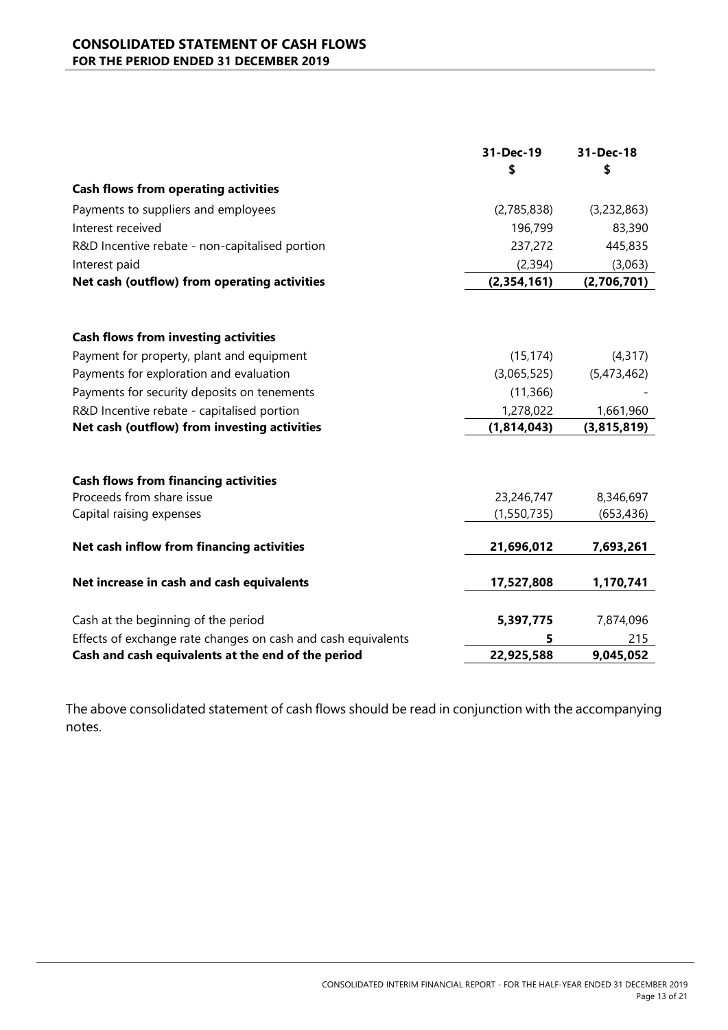## CONSOLIDATED STATEMENT OF CASH FLOWS
### FOR THE PERIOD ENDED 31 DECEMBER 2019

| | 31-Dec-19 $ | 31-Dec-18 $ |
|---|---|---|
| **Cash flows from operating activities** | | |
| Payments to suppliers and employees | (2,785,838) | (3,232,863) |
| Interest received | 196,799 | 83,390 |
| R&D Incentive rebate - non-capitalised portion | 237,272 | 445,835 |
| Interest paid | (2,394) | (3,063) |
| **Net cash (outflow) from operating activities** | **(2,354,161)** | **(2,706,701)** |
| | | |
| **Cash flows from investing activities** | | |
| Payment for property, plant and equipment | (15,174) | (4,317) |
| Payments for exploration and evaluation | (3,065,525) | (5,473,462) |
| Payments for security deposits on tenements | (11,366) | - |
| R&D Incentive rebate - capitalised portion | 1,278,022 | 1,661,960 |
| **Net cash (outflow) from investing activities** | **(1,814,043)** | **(3,815,819)** |
| | | |
| **Cash flows from financing activities** | | |
| Proceeds from share issue | 23,246,747 | 8,346,697 |
| Capital raising expenses | (1,550,735) | (653,436) |
| **Net cash inflow from financing activities** | **21,696,012** | **7,693,261** |
| **Net increase in cash and cash equivalents** | **17,527,808** | **1,170,741** |
| Cash at the beginning of the period | **5,397,775** | 7,874,096 |
| Effects of exchange rate changes on cash and cash equivalents | **5** | 215 |
| **Cash and cash equivalents at the end of the period** | **22,925,588** | **9,045,052** |

The above consolidated statement of cash flows should be read in conjunction with the accompanying notes.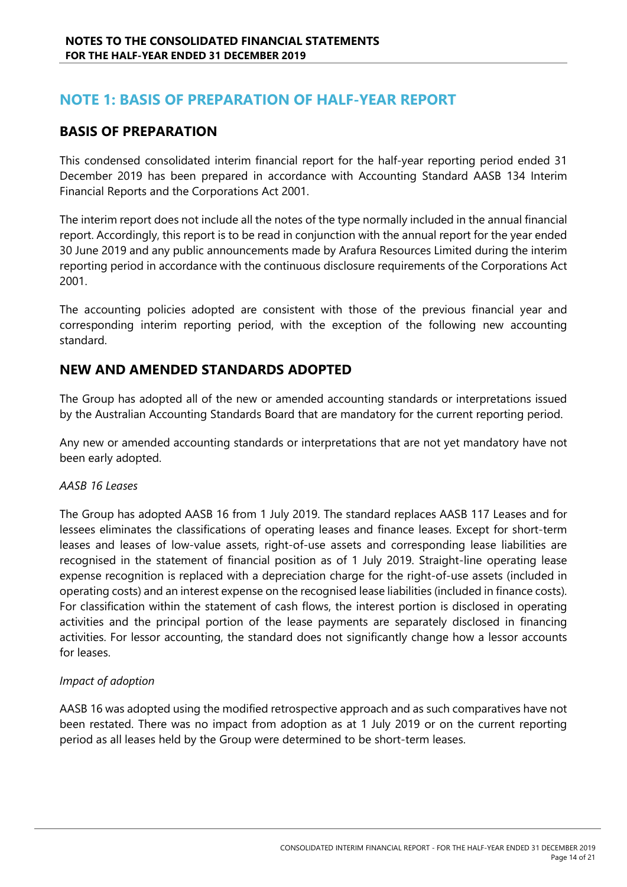# NOTE 1: BASIS OF PREPARATION OF HALF-YEAR REPORT

## BASIS OF PREPARATION

This condensed consolidated interim financial report for the half-year reporting period ended 31 December 2019 has been prepared in accordance with Accounting Standard AASB 134 Interim Financial Reports and the Corporations Act 2001.

The interim report does not include all the notes of the type normally included in the annual financial report. Accordingly, this report is to be read in conjunction with the annual report for the year ended 30 June 2019 and any public announcements made by Arafura Resources Limited during the interim reporting period in accordance with the continuous disclosure requirements of the Corporations Act 2001.

The accounting policies adopted are consistent with those of the previous financial year and corresponding interim reporting period, with the exception of the following new accounting standard.

## NEW AND AMENDED STANDARDS ADOPTED

The Group has adopted all of the new or amended accounting standards or interpretations issued by the Australian Accounting Standards Board that are mandatory for the current reporting period.

Any new or amended accounting standards or interpretations that are not yet mandatory have not been early adopted.

*AASB 16 Leases*

The Group has adopted AASB 16 from 1 July 2019. The standard replaces AASB 117 Leases and for lessees eliminates the classifications of operating leases and finance leases. Except for short-term leases and leases of low-value assets, right-of-use assets and corresponding lease liabilities are recognised in the statement of financial position as of 1 July 2019. Straight-line operating lease expense recognition is replaced with a depreciation charge for the right-of-use assets (included in operating costs) and an interest expense on the recognised lease liabilities (included in finance costs). For classification within the statement of cash flows, the interest portion is disclosed in operating activities and the principal portion of the lease payments are separately disclosed in financing activities. For lessor accounting, the standard does not significantly change how a lessor accounts for leases.

*Impact of adoption*

AASB 16 was adopted using the modified retrospective approach and as such comparatives have not been restated. There was no impact from adoption as at 1 July 2019 or on the current reporting period as all leases held by the Group were determined to be short-term leases.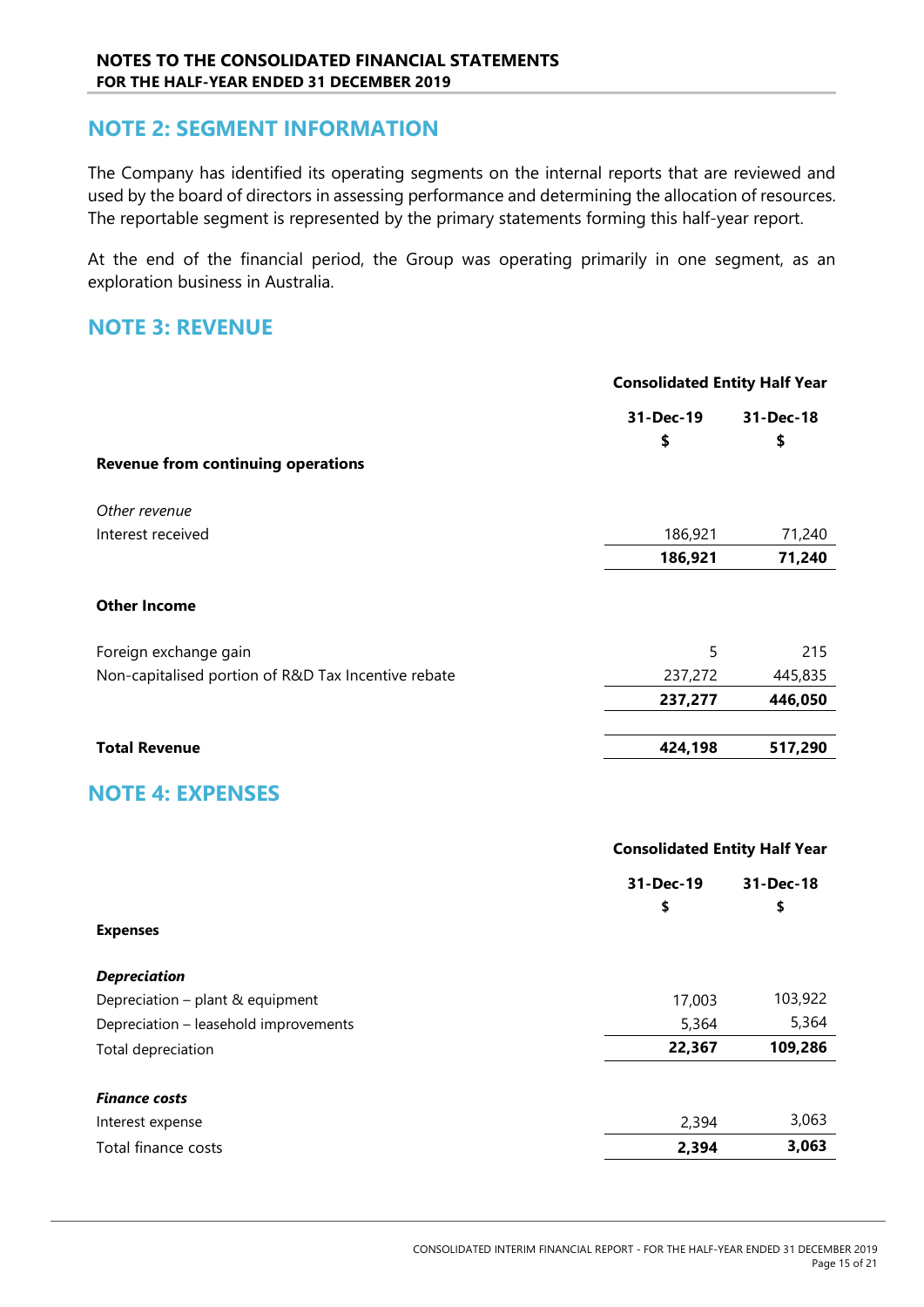## NOTE 2: SEGMENT INFORMATION

The Company has identified its operating segments on the internal reports that are reviewed and used by the board of directors in assessing performance and determining the allocation of resources. The reportable segment is represented by the primary statements forming this half-year report.

At the end of the financial period, the Group was operating primarily in one segment, as an exploration business in Australia.

## NOTE 3: REVENUE

| | Consolidated Entity Half Year | |
|---|---|---|
| | **31-Dec-19** | **31-Dec-18** |
| | **$** | **$** |
| **Revenue from continuing operations** | | |
| *Other revenue* | | |
| Interest received | 186,921 | 71,240 |
| | **186,921** | **71,240** |
| **Other Income** | | |
| Foreign exchange gain | 5 | 215 |
| Non-capitalised portion of R&D Tax Incentive rebate | 237,272 | 445,835 |
| | **237,277** | **446,050** |
| **Total Revenue** | **424,198** | **517,290** |

## NOTE 4: EXPENSES

| | Consolidated Entity Half Year | |
|---|---|---|
| | **31-Dec-19** | **31-Dec-18** |
| | **$** | **$** |
| **Expenses** | | |
| ***Depreciation*** | | |
| Depreciation – plant & equipment | 17,003 | 103,922 |
| Depreciation – leasehold improvements | 5,364 | 5,364 |
| Total depreciation | **22,367** | **109,286** |
| ***Finance costs*** | | |
| Interest expense | 2,394 | 3,063 |
| Total finance costs | **2,394** | **3,063** |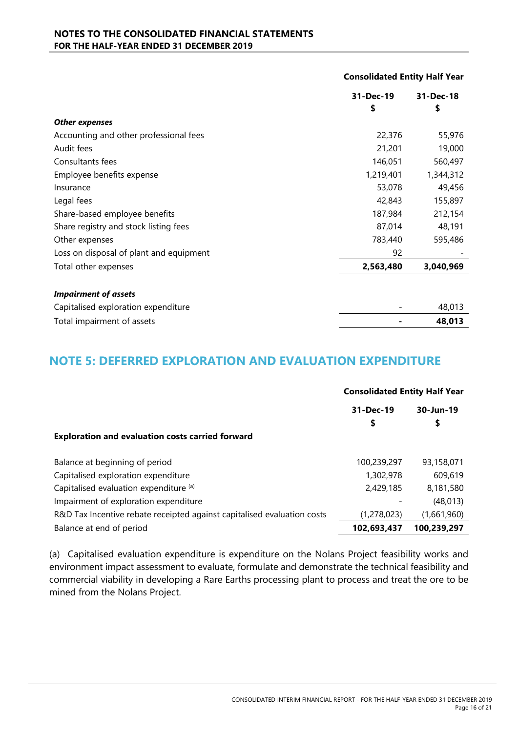| | Consolidated Entity Half Year | |
|---|---|---|
| | 31-Dec-19<br>$ | 31-Dec-18<br>$ |
| ***Other expenses*** | | |
| Accounting and other professional fees | 22,376 | 55,976 |
| Audit fees | 21,201 | 19,000 |
| Consultants fees | 146,051 | 560,497 |
| Employee benefits expense | 1,219,401 | 1,344,312 |
| Insurance | 53,078 | 49,456 |
| Legal fees | 42,843 | 155,897 |
| Share-based employee benefits | 187,984 | 212,154 |
| Share registry and stock listing fees | 87,014 | 48,191 |
| Other expenses | 783,440 | 595,486 |
| Loss on disposal of plant and equipment | 92 | - |
| Total other expenses | **2,563,480** | **3,040,969** |
| | | |
| ***Impairment of assets*** | | |
| Capitalised exploration expenditure | - | 48,013 |
| Total impairment of assets | **-** | **48,013** |

## NOTE 5: DEFERRED EXPLORATION AND EVALUATION EXPENDITURE

| | Consolidated Entity Half Year | |
|---|---|---|
| | 31-Dec-19<br>$ | 30-Jun-19<br>$ |
| **Exploration and evaluation costs carried forward** | | |
| Balance at beginning of period | 100,239,297 | 93,158,071 |
| Capitalised exploration expenditure | 1,302,978 | 609,619 |
| Capitalised evaluation expenditure [(a)] | 2,429,185 | 8,181,580 |
| Impairment of exploration expenditure | - | (48,013) |
| R&D Tax Incentive rebate receipted against capitalised evaluation costs | (1,278,023) | (1,661,960) |
| Balance at end of period | **102,693,437** | **100,239,297** |

(a) Capitalised evaluation expenditure is expenditure on the Nolans Project feasibility works and environment impact assessment to evaluate, formulate and demonstrate the technical feasibility and commercial viability in developing a Rare Earths processing plant to process and treat the ore to be mined from the Nolans Project.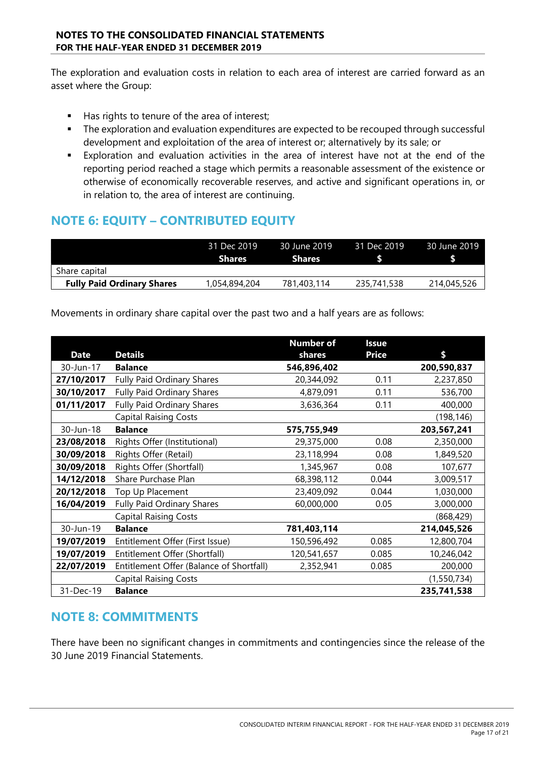The exploration and evaluation costs in relation to each area of interest are carried forward as an asset where the Group:

- Has rights to tenure of the area of interest;
- The exploration and evaluation expenditures are expected to be recouped through successful development and exploitation of the area of interest or; alternatively by its sale; or
- Exploration and evaluation activities in the area of interest have not at the end of the reporting period reached a stage which permits a reasonable assessment of the existence or otherwise of economically recoverable reserves, and active and significant operations in, or in relation to, the area of interest are continuing.

## NOTE 6: EQUITY – CONTRIBUTED EQUITY

| | 31 Dec 2019 Shares | 30 June 2019 Shares | 31 Dec 2019 $ | 30 June 2019 $ |
|---|---|---|---|---|
| Share capital | | | | |
| **Fully Paid Ordinary Shares** | 1,054,894,204 | 781,403,114 | 235,741,538 | 214,045,526 |

Movements in ordinary share capital over the past two and a half years are as follows:

| Date | Details | Number of shares | Issue Price | $ |
|---|---|---|---|---|
| 30-Jun-17 | **Balance** | **546,896,402** | | **200,590,837** |
| **27/10/2017** | Fully Paid Ordinary Shares | 20,344,092 | 0.11 | 2,237,850 |
| **30/10/2017** | Fully Paid Ordinary Shares | 4,879,091 | 0.11 | 536,700 |
| **01/11/2017** | Fully Paid Ordinary Shares | 3,636,364 | 0.11 | 400,000 |
| | Capital Raising Costs | | | (198,146) |
| 30-Jun-18 | **Balance** | **575,755,949** | | **203,567,241** |
| **23/08/2018** | Rights Offer (Institutional) | 29,375,000 | 0.08 | 2,350,000 |
| **30/09/2018** | Rights Offer (Retail) | 23,118,994 | 0.08 | 1,849,520 |
| **30/09/2018** | Rights Offer (Shortfall) | 1,345,967 | 0.08 | 107,677 |
| **14/12/2018** | Share Purchase Plan | 68,398,112 | 0.044 | 3,009,517 |
| **20/12/2018** | Top Up Placement | 23,409,092 | 0.044 | 1,030,000 |
| **16/04/2019** | Fully Paid Ordinary Shares | 60,000,000 | 0.05 | 3,000,000 |
| | Capital Raising Costs | | | (868,429) |
| 30-Jun-19 | **Balance** | **781,403,114** | | **214,045,526** |
| **19/07/2019** | Entitlement Offer (First Issue) | 150,596,492 | 0.085 | 12,800,704 |
| **19/07/2019** | Entitlement Offer (Shortfall) | 120,541,657 | 0.085 | 10,246,042 |
| **22/07/2019** | Entitlement Offer (Balance of Shortfall) | 2,352,941 | 0.085 | 200,000 |
| | Capital Raising Costs | | | (1,550,734) |
| 31-Dec-19 | **Balance** | | | **235,741,538** |

## NOTE 8: COMMITMENTS

There have been no significant changes in commitments and contingencies since the release of the 30 June 2019 Financial Statements.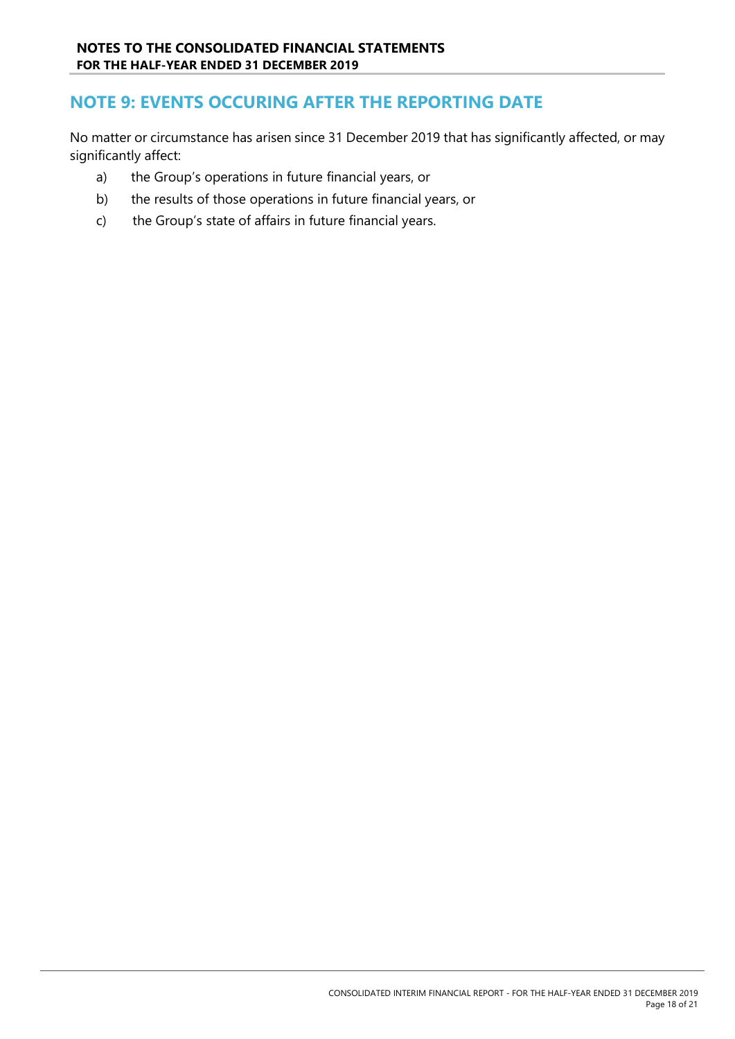## NOTE 9: EVENTS OCCURING AFTER THE REPORTING DATE

No matter or circumstance has arisen since 31 December 2019 that has significantly affected, or may significantly affect:

a) the Group's operations in future financial years, or
b) the results of those operations in future financial years, or
c) the Group's state of affairs in future financial years.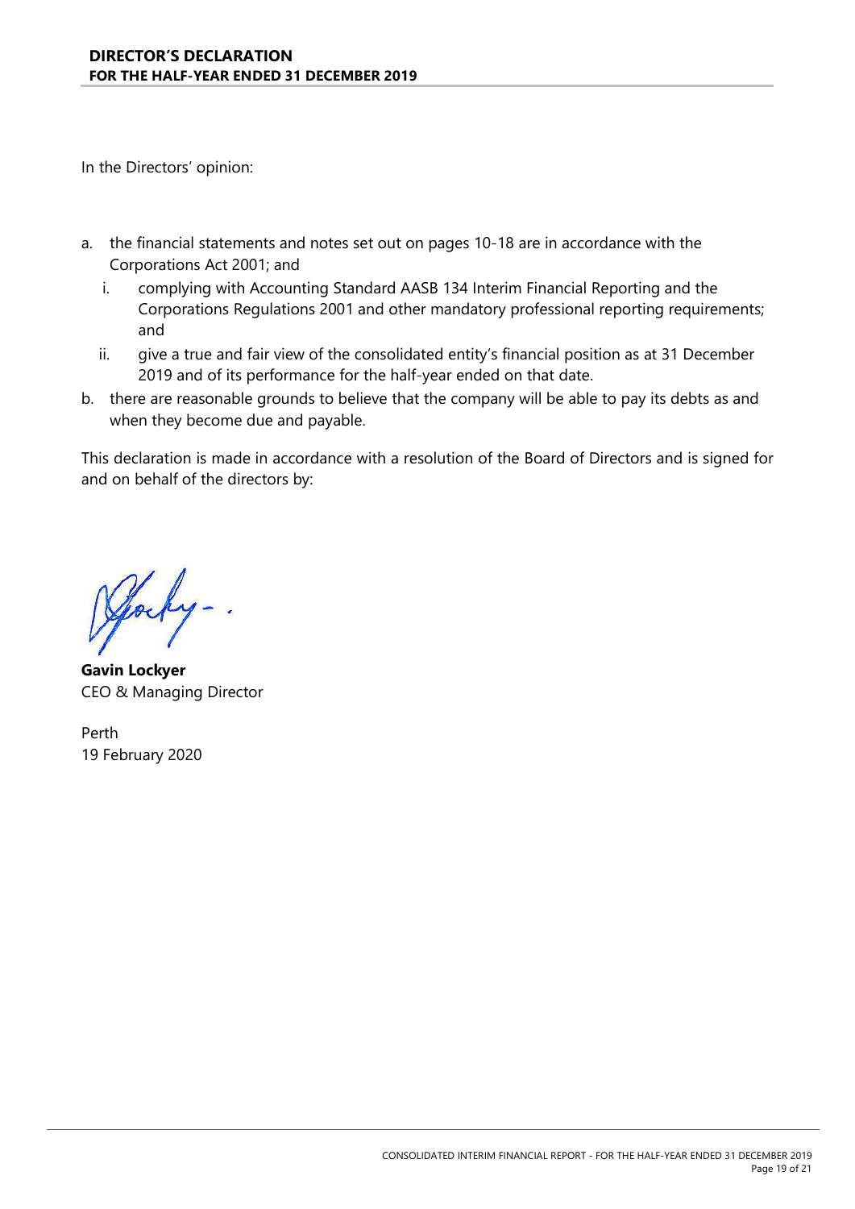## DIRECTOR'S DECLARATION
### FOR THE HALF-YEAR ENDED 31 DECEMBER 2019

In the Directors' opinion:

a. the financial statements and notes set out on pages 10-18 are in accordance with the Corporations Act 2001; and

   i. complying with Accounting Standard AASB 134 Interim Financial Reporting and the Corporations Regulations 2001 and other mandatory professional reporting requirements; and

   ii. give a true and fair view of the consolidated entity's financial position as at 31 December 2019 and of its performance for the half-year ended on that date.

b. there are reasonable grounds to believe that the company will be able to pay its debts as and when they become due and payable.

This declaration is made in accordance with a resolution of the Board of Directors and is signed for and on behalf of the directors by:

**Gavin Lockyer**
CEO & Managing Director

Perth
19 February 2020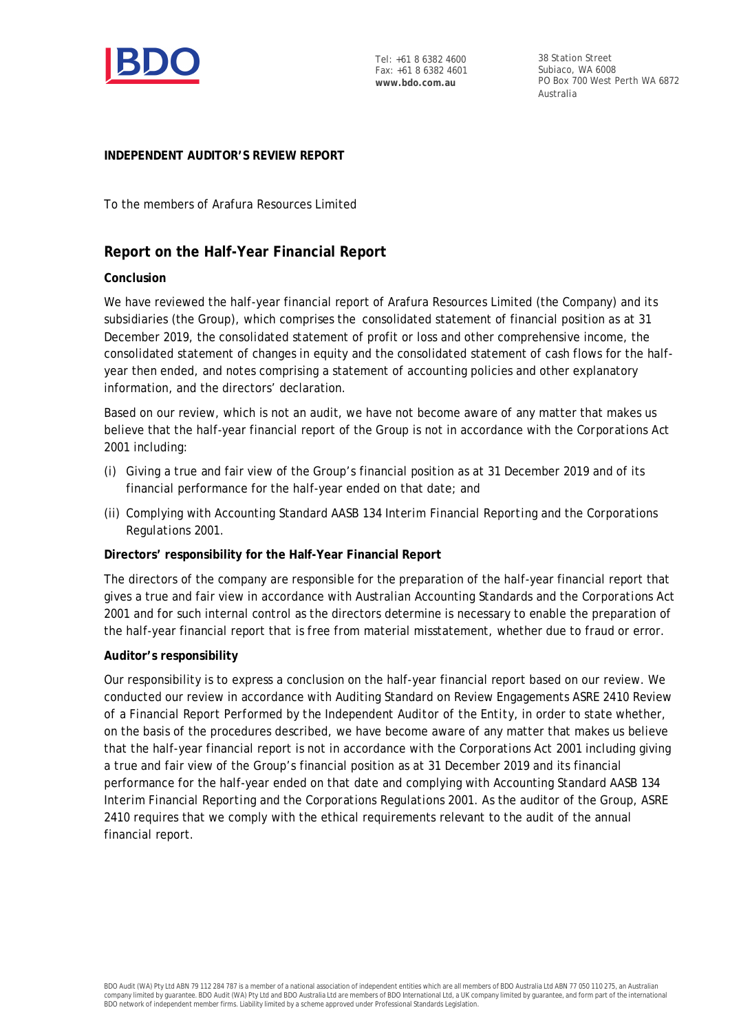**INDEPENDENT AUDITOR'S REVIEW REPORT**

To the members of Arafura Resources Limited

## Report on the Half-Year Financial Report

**Conclusion**

We have reviewed the half-year financial report of Arafura Resources Limited (the Company) and its subsidiaries (the Group), which comprises the consolidated statement of financial position as at 31 December 2019, the consolidated statement of profit or loss and other comprehensive income, the consolidated statement of changes in equity and the consolidated statement of cash flows for the half-year then ended, and notes comprising a statement of accounting policies and other explanatory information, and the directors' declaration.

Based on our review, which is not an audit, we have not become aware of any matter that makes us believe that the half-year financial report of the Group is not in accordance with the *Corporations Act 2001* including:

(i) Giving a true and fair view of the Group's financial position as at 31 December 2019 and of its financial performance for the half-year ended on that date; and

(ii) Complying with Accounting Standard AASB 134 *Interim Financial Reporting* and the *Corporations Regulations 2001*.

**Directors' responsibility for the Half-Year Financial Report**

The directors of the company are responsible for the preparation of the half-year financial report that gives a true and fair view in accordance with Australian Accounting Standards and the *Corporations Act 2001* and for such internal control as the directors determine is necessary to enable the preparation of the half-year financial report that is free from material misstatement, whether due to fraud or error.

**Auditor's responsibility**

Our responsibility is to express a conclusion on the half-year financial report based on our review. We conducted our review in accordance with Auditing Standard on Review Engagements ASRE 2410 *Review of a Financial Report Performed by the Independent Auditor of the Entity*, in order to state whether, on the basis of the procedures described, we have become aware of any matter that makes us believe that the half-year financial report is not in accordance with the *Corporations Act 2001* including giving a true and fair view of the Group's financial position as at 31 December 2019 and its financial performance for the half-year ended on that date and complying with Accounting Standard AASB 134 *Interim Financial Reporting* and the *Corporations Regulations 2001*. As the auditor of the Group, ASRE 2410 requires that we comply with the ethical requirements relevant to the audit of the annual financial report.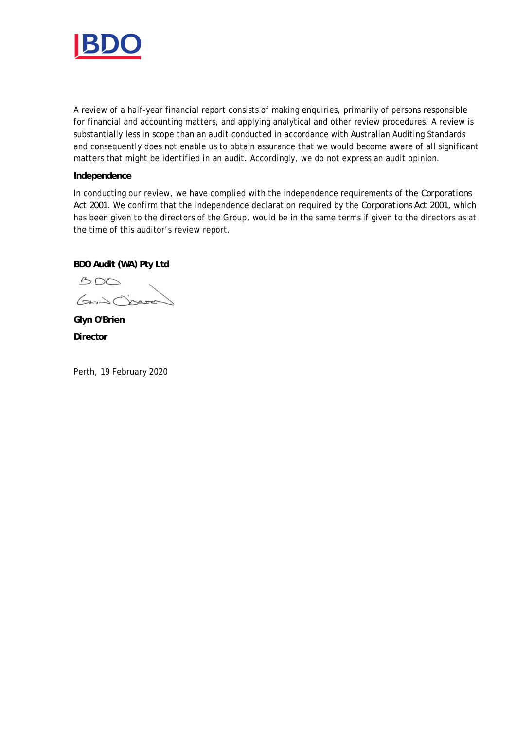A review of a half-year financial report consists of making enquiries, primarily of persons responsible for financial and accounting matters, and applying analytical and other review procedures. A review is substantially less in scope than an audit conducted in accordance with Australian Auditing Standards and consequently does not enable us to obtain assurance that we would become aware of all significant matters that might be identified in an audit. Accordingly, we do not express an audit opinion.

**Independence**

In conducting our review, we have complied with the independence requirements of the *Corporations Act 2001*. We confirm that the independence declaration required by the *Corporations Act 2001*, which has been given to the directors of the Group, would be in the same terms if given to the directors as at the time of this auditor's review report.

**BDO Audit (WA) Pty Ltd**

**Glyn O'Brien**

**Director**

Perth, 19 February 2020